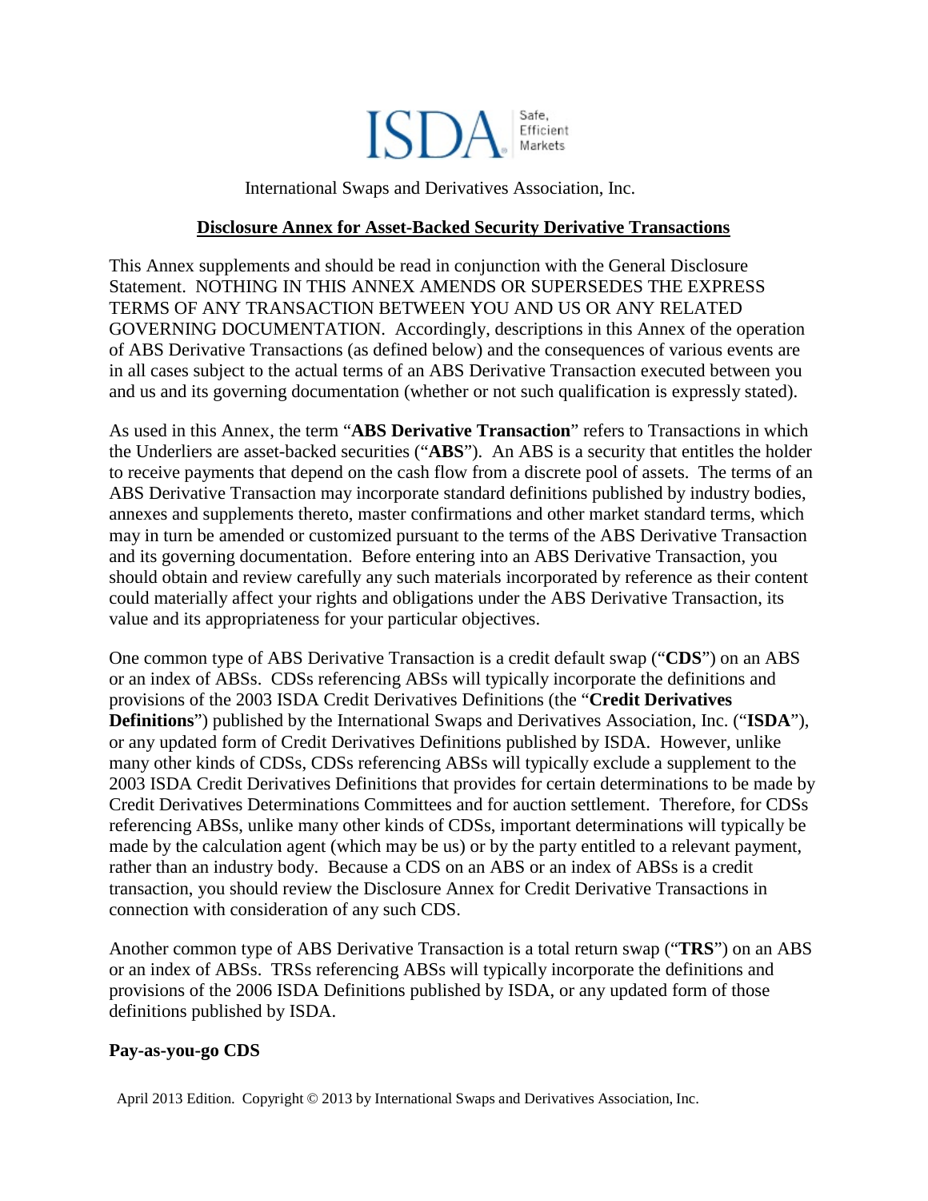International Swaps and Derivatives Association, Inc.

# Disclosure Annex for Asset-Backed Security Derivative Transactions

This Annex supplements and should be read in conjunction with the General Disclosure Statement. NOTHING IN THIS ANNEX AMENDS OR SUPERSEDES THE EXPRESS TERMS OF ANY TRANSACTION BETWEEN YOU AND US OR ANY RELATED GOVERNING DOCUMENTATION. Accordingly, descriptions in this Annex of the operation of ABS Derivative Transactions (as defined below) and the consequences of various events are in all cases subject to the actual terms of an ABS Derivative Transaction executed between you and us and its governing documentation (whether or not such qualification is expressly stated).

As used in this Annex, the term "**ABS Derivative Transaction**" refers to Transactions in which the Underliers are asset-backed securities ("**ABS**"). An ABS is a security that entitles the holder to receive payments that depend on the cash flow from a discrete pool of assets. The terms of an ABS Derivative Transaction may incorporate standard definitions published by industry bodies, annexes and supplements thereto, master confirmations and other market standard terms, which may in turn be amended or customized pursuant to the terms of the ABS Derivative Transaction and its governing documentation. Before entering into an ABS Derivative Transaction, you should obtain and review carefully any such materials incorporated by reference as their content could materially affect your rights and obligations under the ABS Derivative Transaction, its value and its appropriateness for your particular objectives.

One common type of ABS Derivative Transaction is a credit default swap ("**CDS**") on an ABS or an index of ABSs. CDSs referencing ABSs will typically incorporate the definitions and provisions of the 2003 ISDA Credit Derivatives Definitions (the "**Credit Derivatives Definitions**") published by the International Swaps and Derivatives Association, Inc. ("**ISDA**"), or any updated form of Credit Derivatives Definitions published by ISDA. However, unlike many other kinds of CDSs, CDSs referencing ABSs will typically exclude a supplement to the 2003 ISDA Credit Derivatives Definitions that provides for certain determinations to be made by Credit Derivatives Determinations Committees and for auction settlement. Therefore, for CDSs referencing ABSs, unlike many other kinds of CDSs, important determinations will typically be made by the calculation agent (which may be us) or by the party entitled to a relevant payment, rather than an industry body. Because a CDS on an ABS or an index of ABSs is a credit transaction, you should review the Disclosure Annex for Credit Derivative Transactions in connection with consideration of any such CDS.

Another common type of ABS Derivative Transaction is a total return swap ("**TRS**") on an ABS or an index of ABSs. TRSs referencing ABSs will typically incorporate the definitions and provisions of the 2006 ISDA Definitions published by ISDA, or any updated form of those definitions published by ISDA.

**Pay-as-you-go CDS**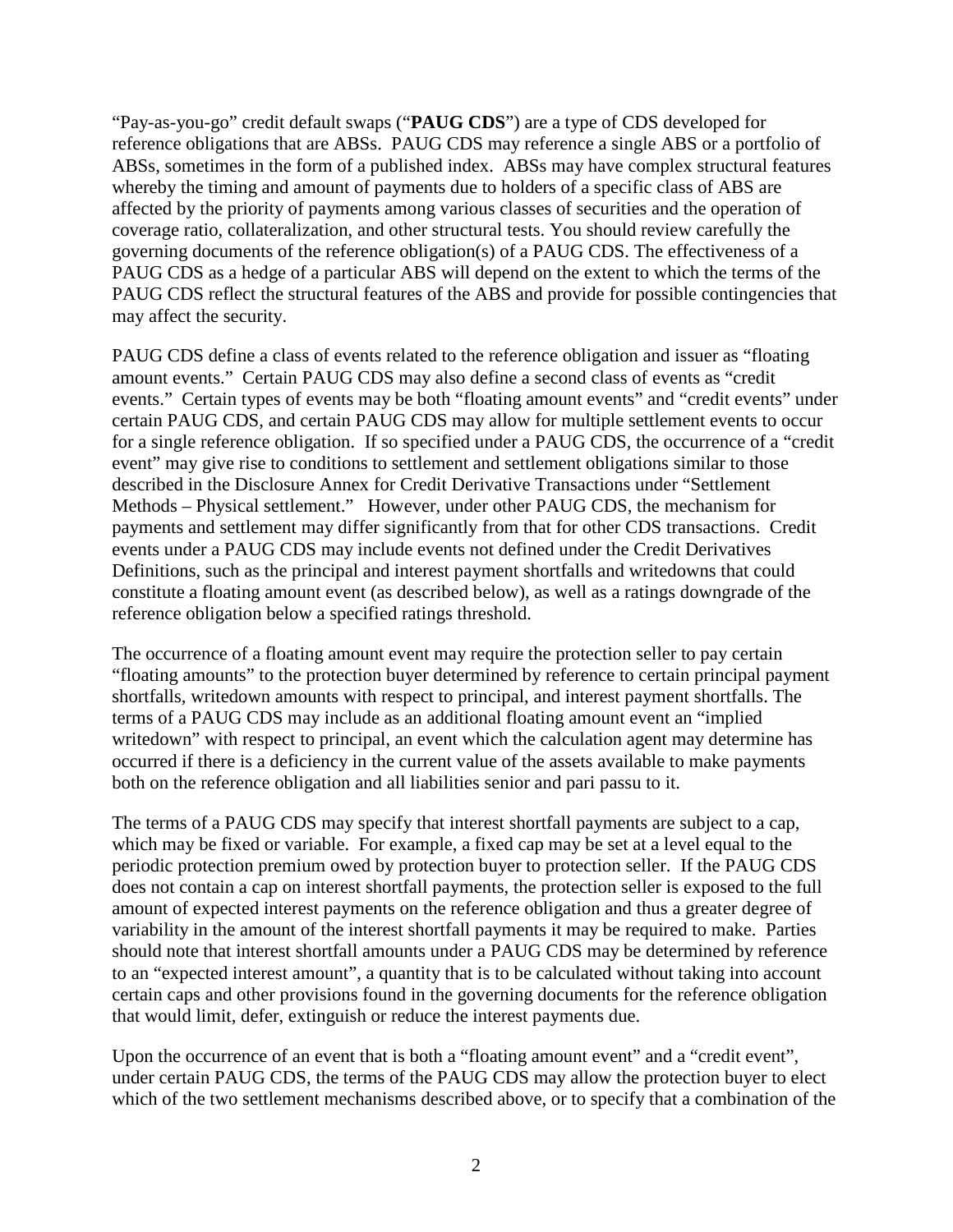"Pay-as-you-go" credit default swaps ("**PAUG CDS**") are a type of CDS developed for reference obligations that are ABSs. PAUG CDS may reference a single ABS or a portfolio of ABSs, sometimes in the form of a published index. ABSs may have complex structural features whereby the timing and amount of payments due to holders of a specific class of ABS are affected by the priority of payments among various classes of securities and the operation of coverage ratio, collateralization, and other structural tests. You should review carefully the governing documents of the reference obligation(s) of a PAUG CDS. The effectiveness of a PAUG CDS as a hedge of a particular ABS will depend on the extent to which the terms of the PAUG CDS reflect the structural features of the ABS and provide for possible contingencies that may affect the security.

PAUG CDS define a class of events related to the reference obligation and issuer as "floating amount events." Certain PAUG CDS may also define a second class of events as "credit events." Certain types of events may be both "floating amount events" and "credit events" under certain PAUG CDS, and certain PAUG CDS may allow for multiple settlement events to occur for a single reference obligation. If so specified under a PAUG CDS, the occurrence of a "credit event" may give rise to conditions to settlement and settlement obligations similar to those described in the Disclosure Annex for Credit Derivative Transactions under "Settlement Methods – Physical settlement." However, under other PAUG CDS, the mechanism for payments and settlement may differ significantly from that for other CDS transactions. Credit events under a PAUG CDS may include events not defined under the Credit Derivatives Definitions, such as the principal and interest payment shortfalls and writedowns that could constitute a floating amount event (as described below), as well as a ratings downgrade of the reference obligation below a specified ratings threshold.

The occurrence of a floating amount event may require the protection seller to pay certain "floating amounts" to the protection buyer determined by reference to certain principal payment shortfalls, writedown amounts with respect to principal, and interest payment shortfalls. The terms of a PAUG CDS may include as an additional floating amount event an "implied writedown" with respect to principal, an event which the calculation agent may determine has occurred if there is a deficiency in the current value of the assets available to make payments both on the reference obligation and all liabilities senior and pari passu to it.

The terms of a PAUG CDS may specify that interest shortfall payments are subject to a cap, which may be fixed or variable. For example, a fixed cap may be set at a level equal to the periodic protection premium owed by protection buyer to protection seller. If the PAUG CDS does not contain a cap on interest shortfall payments, the protection seller is exposed to the full amount of expected interest payments on the reference obligation and thus a greater degree of variability in the amount of the interest shortfall payments it may be required to make. Parties should note that interest shortfall amounts under a PAUG CDS may be determined by reference to an "expected interest amount", a quantity that is to be calculated without taking into account certain caps and other provisions found in the governing documents for the reference obligation that would limit, defer, extinguish or reduce the interest payments due.

Upon the occurrence of an event that is both a "floating amount event" and a "credit event", under certain PAUG CDS, the terms of the PAUG CDS may allow the protection buyer to elect which of the two settlement mechanisms described above, or to specify that a combination of the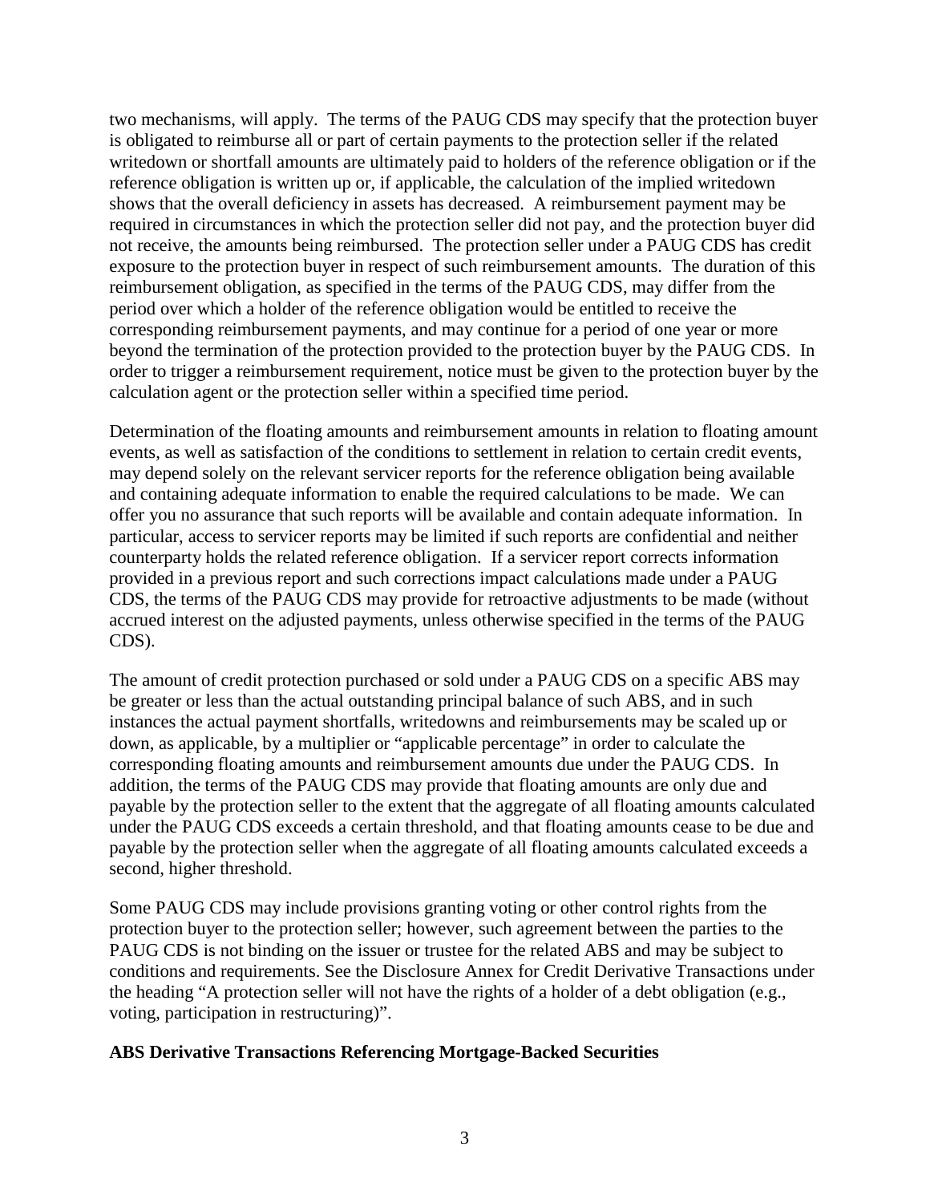two mechanisms, will apply. The terms of the PAUG CDS may specify that the protection buyer is obligated to reimburse all or part of certain payments to the protection seller if the related writedown or shortfall amounts are ultimately paid to holders of the reference obligation or if the reference obligation is written up or, if applicable, the calculation of the implied writedown shows that the overall deficiency in assets has decreased. A reimbursement payment may be required in circumstances in which the protection seller did not pay, and the protection buyer did not receive, the amounts being reimbursed. The protection seller under a PAUG CDS has credit exposure to the protection buyer in respect of such reimbursement amounts. The duration of this reimbursement obligation, as specified in the terms of the PAUG CDS, may differ from the period over which a holder of the reference obligation would be entitled to receive the corresponding reimbursement payments, and may continue for a period of one year or more beyond the termination of the protection provided to the protection buyer by the PAUG CDS. In order to trigger a reimbursement requirement, notice must be given to the protection buyer by the calculation agent or the protection seller within a specified time period.

Determination of the floating amounts and reimbursement amounts in relation to floating amount events, as well as satisfaction of the conditions to settlement in relation to certain credit events, may depend solely on the relevant servicer reports for the reference obligation being available and containing adequate information to enable the required calculations to be made. We can offer you no assurance that such reports will be available and contain adequate information. In particular, access to servicer reports may be limited if such reports are confidential and neither counterparty holds the related reference obligation. If a servicer report corrects information provided in a previous report and such corrections impact calculations made under a PAUG CDS, the terms of the PAUG CDS may provide for retroactive adjustments to be made (without accrued interest on the adjusted payments, unless otherwise specified in the terms of the PAUG CDS).

The amount of credit protection purchased or sold under a PAUG CDS on a specific ABS may be greater or less than the actual outstanding principal balance of such ABS, and in such instances the actual payment shortfalls, writedowns and reimbursements may be scaled up or down, as applicable, by a multiplier or "applicable percentage" in order to calculate the corresponding floating amounts and reimbursement amounts due under the PAUG CDS. In addition, the terms of the PAUG CDS may provide that floating amounts are only due and payable by the protection seller to the extent that the aggregate of all floating amounts calculated under the PAUG CDS exceeds a certain threshold, and that floating amounts cease to be due and payable by the protection seller when the aggregate of all floating amounts calculated exceeds a second, higher threshold.

Some PAUG CDS may include provisions granting voting or other control rights from the protection buyer to the protection seller; however, such agreement between the parties to the PAUG CDS is not binding on the issuer or trustee for the related ABS and may be subject to conditions and requirements. See the Disclosure Annex for Credit Derivative Transactions under the heading "A protection seller will not have the rights of a holder of a debt obligation (e.g., voting, participation in restructuring)".

**ABS Derivative Transactions Referencing Mortgage-Backed Securities**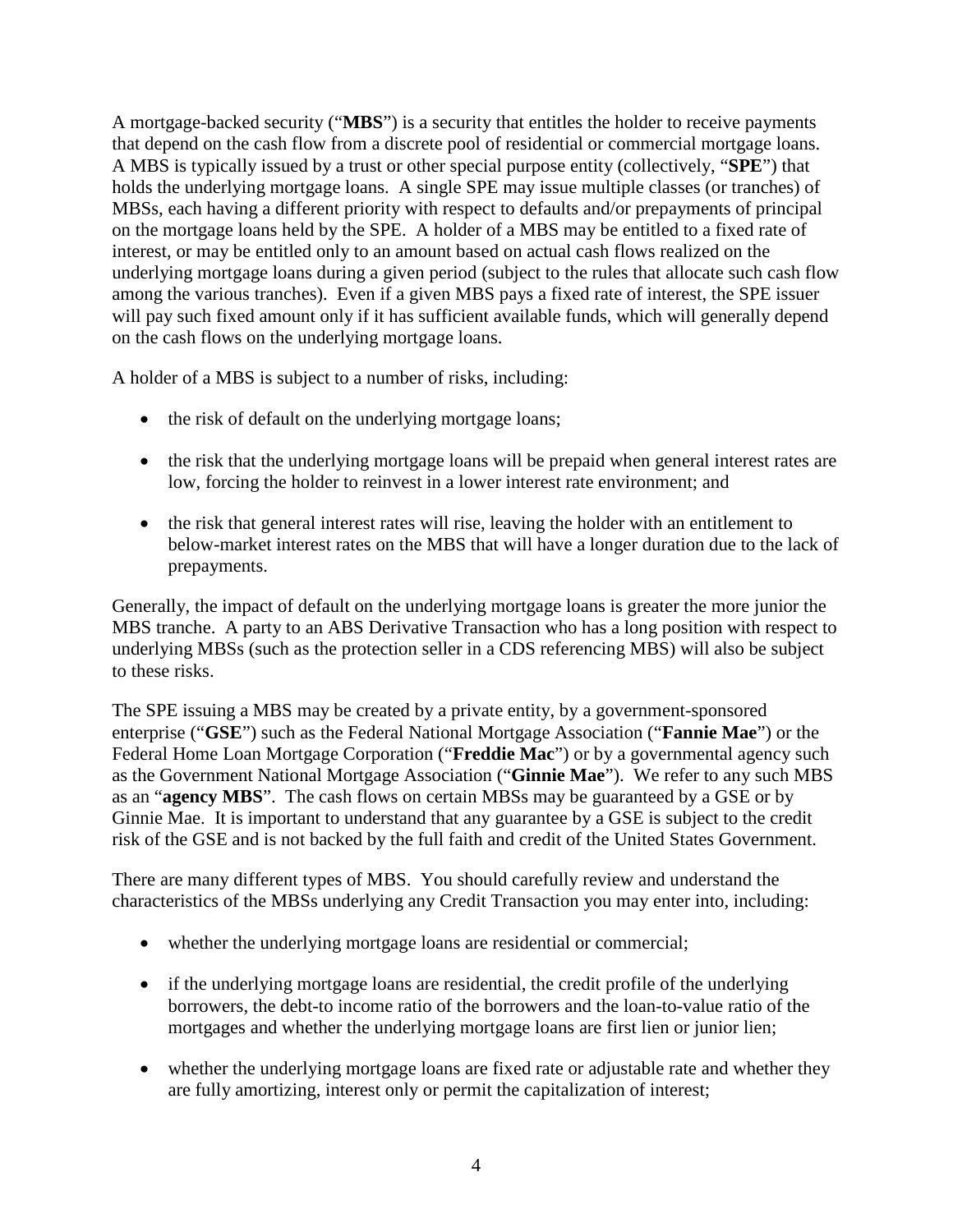A mortgage-backed security ("**MBS**") is a security that entitles the holder to receive payments that depend on the cash flow from a discrete pool of residential or commercial mortgage loans. A MBS is typically issued by a trust or other special purpose entity (collectively, "**SPE**") that holds the underlying mortgage loans. A single SPE may issue multiple classes (or tranches) of MBSs, each having a different priority with respect to defaults and/or prepayments of principal on the mortgage loans held by the SPE. A holder of a MBS may be entitled to a fixed rate of interest, or may be entitled only to an amount based on actual cash flows realized on the underlying mortgage loans during a given period (subject to the rules that allocate such cash flow among the various tranches). Even if a given MBS pays a fixed rate of interest, the SPE issuer will pay such fixed amount only if it has sufficient available funds, which will generally depend on the cash flows on the underlying mortgage loans.

A holder of a MBS is subject to a number of risks, including:

- the risk of default on the underlying mortgage loans;
- the risk that the underlying mortgage loans will be prepaid when general interest rates are low, forcing the holder to reinvest in a lower interest rate environment; and
- the risk that general interest rates will rise, leaving the holder with an entitlement to below-market interest rates on the MBS that will have a longer duration due to the lack of prepayments.

Generally, the impact of default on the underlying mortgage loans is greater the more junior the MBS tranche. A party to an ABS Derivative Transaction who has a long position with respect to underlying MBSs (such as the protection seller in a CDS referencing MBS) will also be subject to these risks.

The SPE issuing a MBS may be created by a private entity, by a government-sponsored enterprise ("**GSE**") such as the Federal National Mortgage Association ("**Fannie Mae**") or the Federal Home Loan Mortgage Corporation ("**Freddie Mac**") or by a governmental agency such as the Government National Mortgage Association ("**Ginnie Mae**"). We refer to any such MBS as an "**agency MBS**". The cash flows on certain MBSs may be guaranteed by a GSE or by Ginnie Mae. It is important to understand that any guarantee by a GSE is subject to the credit risk of the GSE and is not backed by the full faith and credit of the United States Government.

There are many different types of MBS. You should carefully review and understand the characteristics of the MBSs underlying any Credit Transaction you may enter into, including:

- whether the underlying mortgage loans are residential or commercial;
- if the underlying mortgage loans are residential, the credit profile of the underlying borrowers, the debt-to income ratio of the borrowers and the loan-to-value ratio of the mortgages and whether the underlying mortgage loans are first lien or junior lien;
- whether the underlying mortgage loans are fixed rate or adjustable rate and whether they are fully amortizing, interest only or permit the capitalization of interest;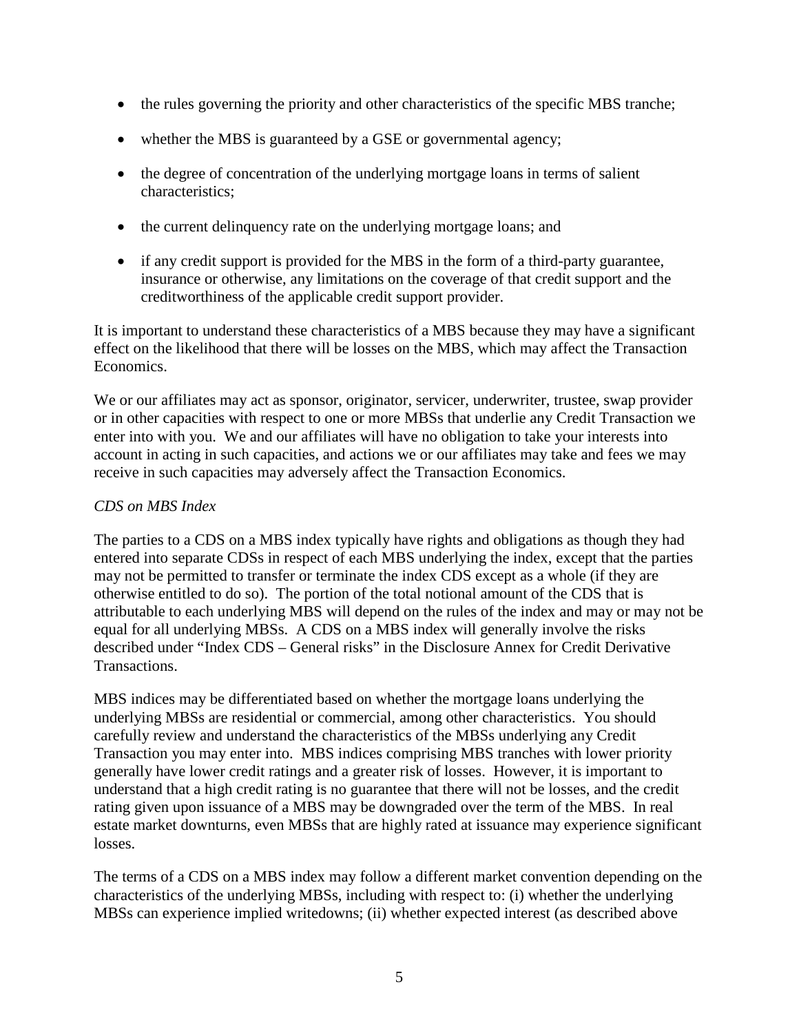- the rules governing the priority and other characteristics of the specific MBS tranche;
- whether the MBS is guaranteed by a GSE or governmental agency;
- the degree of concentration of the underlying mortgage loans in terms of salient characteristics;
- the current delinquency rate on the underlying mortgage loans; and
- if any credit support is provided for the MBS in the form of a third-party guarantee, insurance or otherwise, any limitations on the coverage of that credit support and the creditworthiness of the applicable credit support provider.

It is important to understand these characteristics of a MBS because they may have a significant effect on the likelihood that there will be losses on the MBS, which may affect the Transaction Economics.

We or our affiliates may act as sponsor, originator, servicer, underwriter, trustee, swap provider or in other capacities with respect to one or more MBSs that underlie any Credit Transaction we enter into with you. We and our affiliates will have no obligation to take your interests into account in acting in such capacities, and actions we or our affiliates may take and fees we may receive in such capacities may adversely affect the Transaction Economics.

*CDS on MBS Index*

The parties to a CDS on a MBS index typically have rights and obligations as though they had entered into separate CDSs in respect of each MBS underlying the index, except that the parties may not be permitted to transfer or terminate the index CDS except as a whole (if they are otherwise entitled to do so). The portion of the total notional amount of the CDS that is attributable to each underlying MBS will depend on the rules of the index and may or may not be equal for all underlying MBSs. A CDS on a MBS index will generally involve the risks described under "Index CDS – General risks" in the Disclosure Annex for Credit Derivative Transactions.

MBS indices may be differentiated based on whether the mortgage loans underlying the underlying MBSs are residential or commercial, among other characteristics. You should carefully review and understand the characteristics of the MBSs underlying any Credit Transaction you may enter into. MBS indices comprising MBS tranches with lower priority generally have lower credit ratings and a greater risk of losses. However, it is important to understand that a high credit rating is no guarantee that there will not be losses, and the credit rating given upon issuance of a MBS may be downgraded over the term of the MBS. In real estate market downturns, even MBSs that are highly rated at issuance may experience significant losses.

The terms of a CDS on a MBS index may follow a different market convention depending on the characteristics of the underlying MBSs, including with respect to: (i) whether the underlying MBSs can experience implied writedowns; (ii) whether expected interest (as described above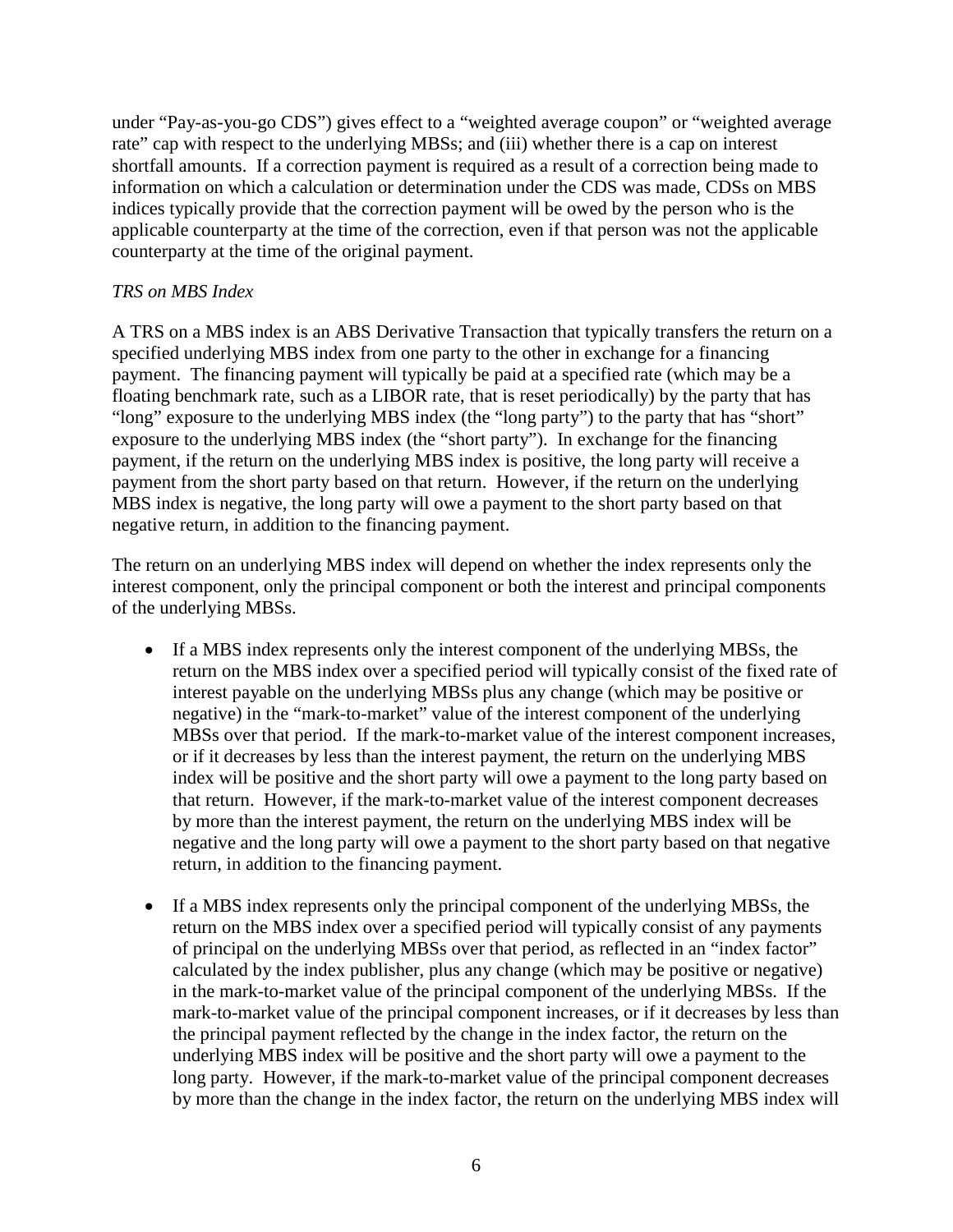under "Pay-as-you-go CDS") gives effect to a "weighted average coupon" or "weighted average rate" cap with respect to the underlying MBSs; and (iii) whether there is a cap on interest shortfall amounts. If a correction payment is required as a result of a correction being made to information on which a calculation or determination under the CDS was made, CDSs on MBS indices typically provide that the correction payment will be owed by the person who is the applicable counterparty at the time of the correction, even if that person was not the applicable counterparty at the time of the original payment.

*TRS on MBS Index*

A TRS on a MBS index is an ABS Derivative Transaction that typically transfers the return on a specified underlying MBS index from one party to the other in exchange for a financing payment. The financing payment will typically be paid at a specified rate (which may be a floating benchmark rate, such as a LIBOR rate, that is reset periodically) by the party that has "long" exposure to the underlying MBS index (the "long party") to the party that has "short" exposure to the underlying MBS index (the "short party"). In exchange for the financing payment, if the return on the underlying MBS index is positive, the long party will receive a payment from the short party based on that return. However, if the return on the underlying MBS index is negative, the long party will owe a payment to the short party based on that negative return, in addition to the financing payment.

The return on an underlying MBS index will depend on whether the index represents only the interest component, only the principal component or both the interest and principal components of the underlying MBSs.

- If a MBS index represents only the interest component of the underlying MBSs, the return on the MBS index over a specified period will typically consist of the fixed rate of interest payable on the underlying MBSs plus any change (which may be positive or negative) in the "mark-to-market" value of the interest component of the underlying MBSs over that period. If the mark-to-market value of the interest component increases, or if it decreases by less than the interest payment, the return on the underlying MBS index will be positive and the short party will owe a payment to the long party based on that return. However, if the mark-to-market value of the interest component decreases by more than the interest payment, the return on the underlying MBS index will be negative and the long party will owe a payment to the short party based on that negative return, in addition to the financing payment.

- If a MBS index represents only the principal component of the underlying MBSs, the return on the MBS index over a specified period will typically consist of any payments of principal on the underlying MBSs over that period, as reflected in an "index factor" calculated by the index publisher, plus any change (which may be positive or negative) in the mark-to-market value of the principal component of the underlying MBSs. If the mark-to-market value of the principal component increases, or if it decreases by less than the principal payment reflected by the change in the index factor, the return on the underlying MBS index will be positive and the short party will owe a payment to the long party. However, if the mark-to-market value of the principal component decreases by more than the change in the index factor, the return on the underlying MBS index will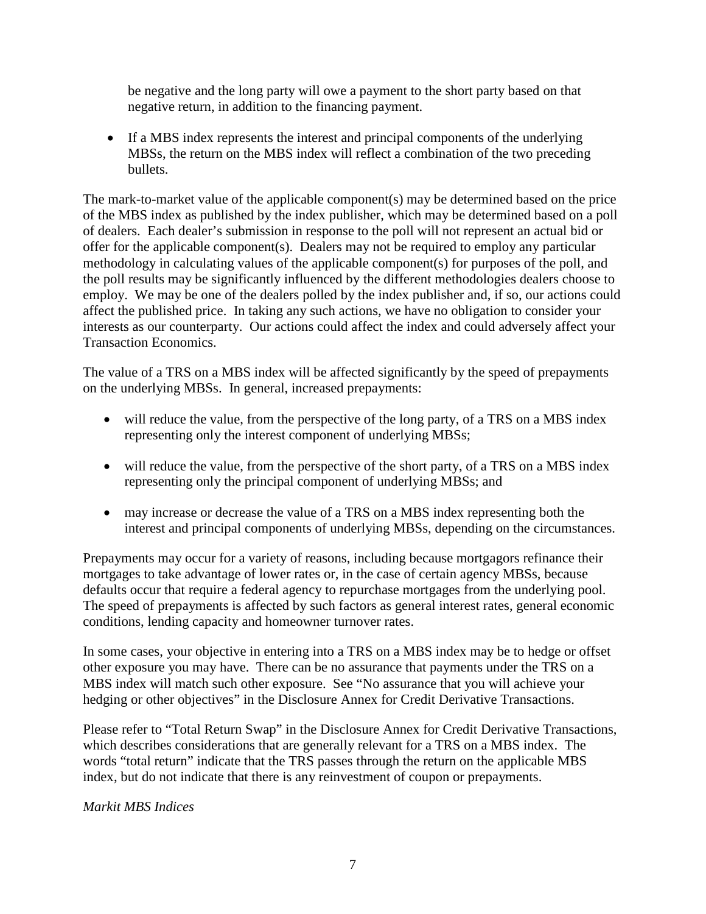be negative and the long party will owe a payment to the short party based on that negative return, in addition to the financing payment.

- If a MBS index represents the interest and principal components of the underlying MBSs, the return on the MBS index will reflect a combination of the two preceding bullets.

The mark-to-market value of the applicable component(s) may be determined based on the price of the MBS index as published by the index publisher, which may be determined based on a poll of dealers. Each dealer's submission in response to the poll will not represent an actual bid or offer for the applicable component(s). Dealers may not be required to employ any particular methodology in calculating values of the applicable component(s) for purposes of the poll, and the poll results may be significantly influenced by the different methodologies dealers choose to employ. We may be one of the dealers polled by the index publisher and, if so, our actions could affect the published price. In taking any such actions, we have no obligation to consider your interests as our counterparty. Our actions could affect the index and could adversely affect your Transaction Economics.

The value of a TRS on a MBS index will be affected significantly by the speed of prepayments on the underlying MBSs. In general, increased prepayments:

- will reduce the value, from the perspective of the long party, of a TRS on a MBS index representing only the interest component of underlying MBSs;
- will reduce the value, from the perspective of the short party, of a TRS on a MBS index representing only the principal component of underlying MBSs; and
- may increase or decrease the value of a TRS on a MBS index representing both the interest and principal components of underlying MBSs, depending on the circumstances.

Prepayments may occur for a variety of reasons, including because mortgagors refinance their mortgages to take advantage of lower rates or, in the case of certain agency MBSs, because defaults occur that require a federal agency to repurchase mortgages from the underlying pool. The speed of prepayments is affected by such factors as general interest rates, general economic conditions, lending capacity and homeowner turnover rates.

In some cases, your objective in entering into a TRS on a MBS index may be to hedge or offset other exposure you may have. There can be no assurance that payments under the TRS on a MBS index will match such other exposure. See "No assurance that you will achieve your hedging or other objectives" in the Disclosure Annex for Credit Derivative Transactions.

Please refer to "Total Return Swap" in the Disclosure Annex for Credit Derivative Transactions, which describes considerations that are generally relevant for a TRS on a MBS index. The words "total return" indicate that the TRS passes through the return on the applicable MBS index, but do not indicate that there is any reinvestment of coupon or prepayments.

*Markit MBS Indices*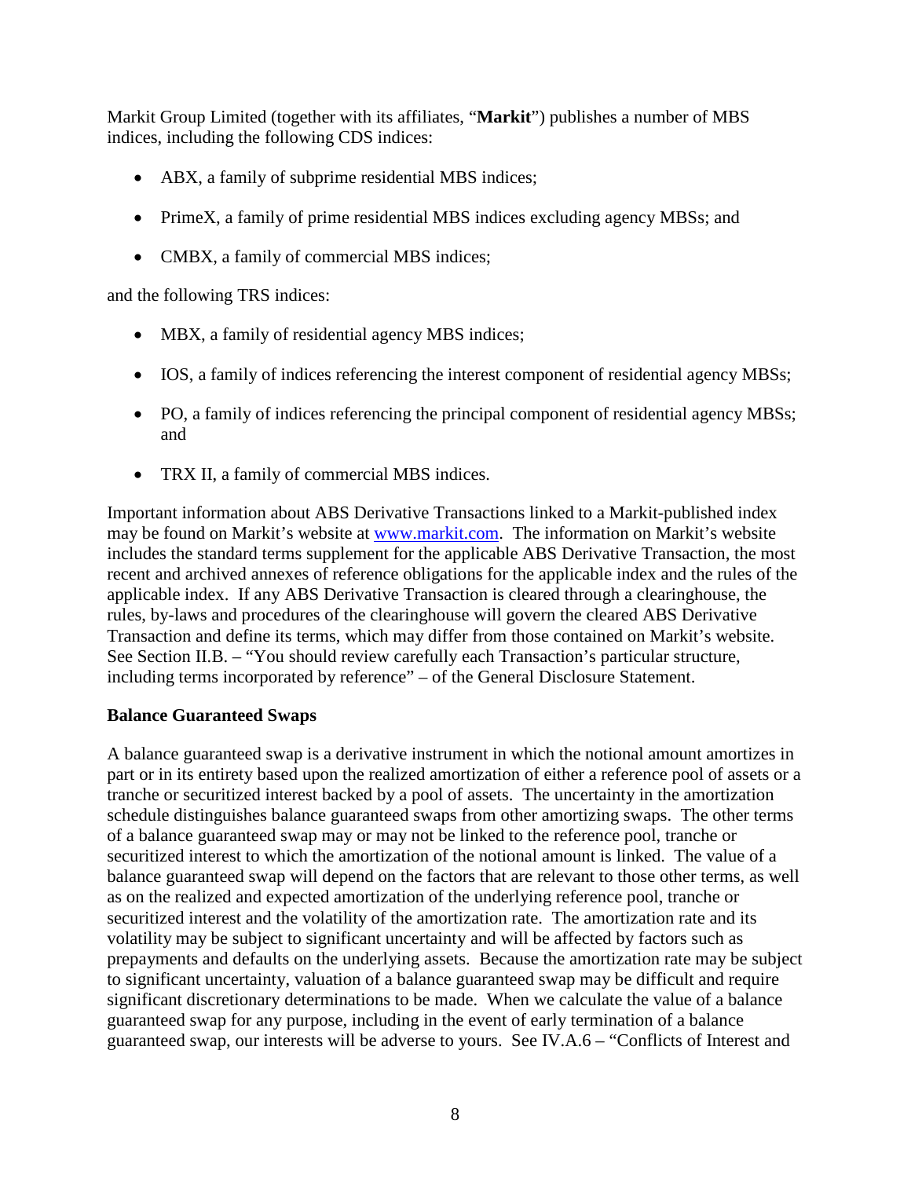Markit Group Limited (together with its affiliates, "**Markit**") publishes a number of MBS indices, including the following CDS indices:

- ABX, a family of subprime residential MBS indices;
- PrimeX, a family of prime residential MBS indices excluding agency MBSs; and
- CMBX, a family of commercial MBS indices;

and the following TRS indices:

- MBX, a family of residential agency MBS indices;
- IOS, a family of indices referencing the interest component of residential agency MBSs;
- PO, a family of indices referencing the principal component of residential agency MBSs; and
- TRX II, a family of commercial MBS indices.

Important information about ABS Derivative Transactions linked to a Markit-published index may be found on Markit's website at [www.markit.com](http://www.markit.com). The information on Markit's website includes the standard terms supplement for the applicable ABS Derivative Transaction, the most recent and archived annexes of reference obligations for the applicable index and the rules of the applicable index. If any ABS Derivative Transaction is cleared through a clearinghouse, the rules, by-laws and procedures of the clearinghouse will govern the cleared ABS Derivative Transaction and define its terms, which may differ from those contained on Markit's website. See Section II.B. – "You should review carefully each Transaction's particular structure, including terms incorporated by reference" – of the General Disclosure Statement.

**Balance Guaranteed Swaps**

A balance guaranteed swap is a derivative instrument in which the notional amount amortizes in part or in its entirety based upon the realized amortization of either a reference pool of assets or a tranche or securitized interest backed by a pool of assets. The uncertainty in the amortization schedule distinguishes balance guaranteed swaps from other amortizing swaps. The other terms of a balance guaranteed swap may or may not be linked to the reference pool, tranche or securitized interest to which the amortization of the notional amount is linked. The value of a balance guaranteed swap will depend on the factors that are relevant to those other terms, as well as on the realized and expected amortization of the underlying reference pool, tranche or securitized interest and the volatility of the amortization rate. The amortization rate and its volatility may be subject to significant uncertainty and will be affected by factors such as prepayments and defaults on the underlying assets. Because the amortization rate may be subject to significant uncertainty, valuation of a balance guaranteed swap may be difficult and require significant discretionary determinations to be made. When we calculate the value of a balance guaranteed swap for any purpose, including in the event of early termination of a balance guaranteed swap, our interests will be adverse to yours. See IV.A.6 – "Conflicts of Interest and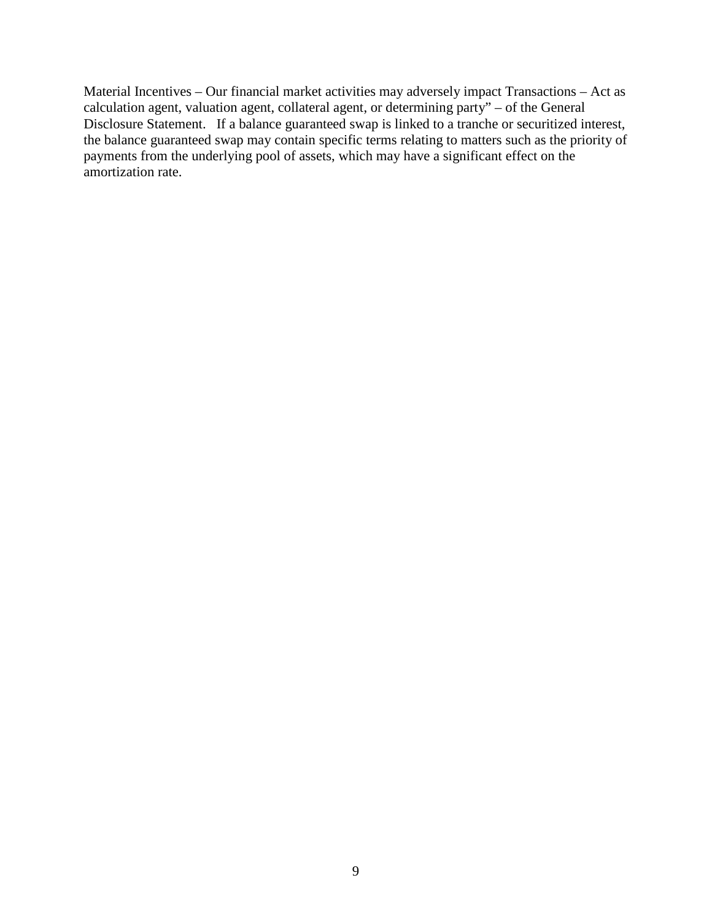Material Incentives – Our financial market activities may adversely impact Transactions – Act as calculation agent, valuation agent, collateral agent, or determining party" – of the General Disclosure Statement. If a balance guaranteed swap is linked to a tranche or securitized interest, the balance guaranteed swap may contain specific terms relating to matters such as the priority of payments from the underlying pool of assets, which may have a significant effect on the amortization rate.